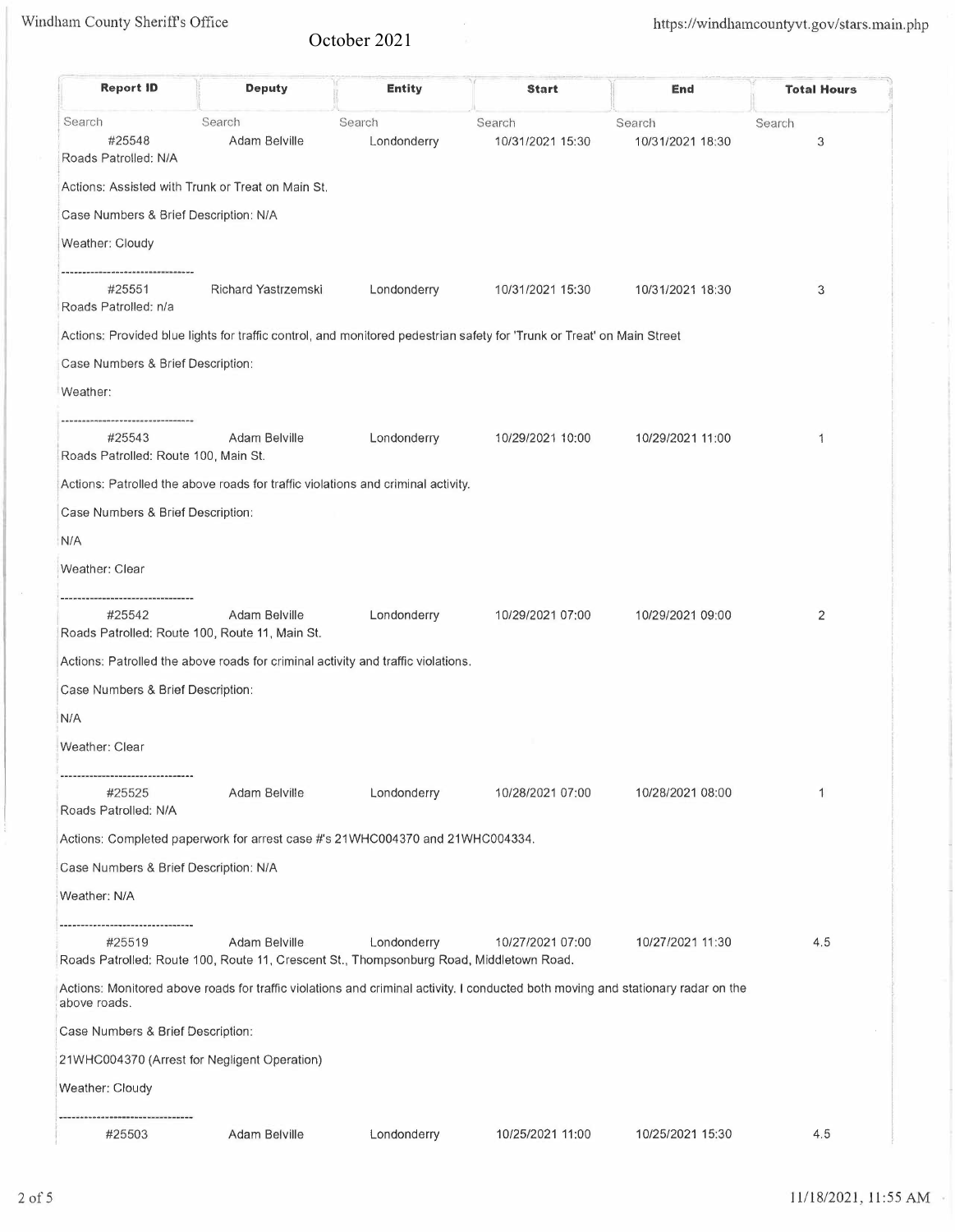October 2021

| Report ID | Deputy | Entity | Start | End | Total Hours |
|---|---|---|---|---|---|
| Search | Search | Search | Search | Search | Search |
| #25548 | Adam Belville | Londonderry | 10/31/2021 15:30 | 10/31/2021 18:30 | 3 |

Roads Patrolled: N/A

Actions: Assisted with Trunk or Treat on Main St.

Case Numbers & Brief Description: N/A

Weather: Cloudy

--------------------------------

| Report ID | Deputy | Entity | Start | End | Total Hours |
|---|---|---|---|---|---|
| #25551 | Richard Yastrzemski | Londonderry | 10/31/2021 15:30 | 10/31/2021 18:30 | 3 |

Roads Patrolled: n/a

Actions: Provided blue lights for traffic control, and monitored pedestrian safety for 'Trunk or Treat' on Main Street

Case Numbers & Brief Description:

Weather:

--------------------------------

| Report ID | Deputy | Entity | Start | End | Total Hours |
|---|---|---|---|---|---|
| #25543 | Adam Belville | Londonderry | 10/29/2021 10:00 | 10/29/2021 11:00 | 1 |

Roads Patrolled: Route 100, Main St.

Actions: Patrolled the above roads for traffic violations and criminal activity.

Case Numbers & Brief Description:

N/A

Weather: Clear

--------------------------------

| Report ID | Deputy | Entity | Start | End | Total Hours |
|---|---|---|---|---|---|
| #25542 | Adam Belville | Londonderry | 10/29/2021 07:00 | 10/29/2021 09:00 | 2 |

Roads Patrolled: Route 100, Route 11, Main St.

Actions: Patrolled the above roads for criminal activity and traffic violations.

Case Numbers & Brief Description:

N/A

Weather: Clear

--------------------------------

| Report ID | Deputy | Entity | Start | End | Total Hours |
|---|---|---|---|---|---|
| #25525 | Adam Belville | Londonderry | 10/28/2021 07:00 | 10/28/2021 08:00 | 1 |

Roads Patrolled: N/A

Actions: Completed paperwork for arrest case #'s 21WHC004370 and 21WHC004334.

Case Numbers & Brief Description: N/A

Weather: N/A

--------------------------------

| Report ID | Deputy | Entity | Start | End | Total Hours |
|---|---|---|---|---|---|
| #25519 | Adam Belville | Londonderry | 10/27/2021 07:00 | 10/27/2021 11:30 | 4.5 |

Roads Patrolled: Route 100, Route 11, Crescent St., Thompsonburg Road, Middletown Road.

Actions: Monitored above roads for traffic violations and criminal activity. I conducted both moving and stationary radar on the above roads.

Case Numbers & Brief Description:

21WHC004370 (Arrest for Negligent Operation)

Weather: Cloudy

--------------------------------

| Report ID | Deputy | Entity | Start | End | Total Hours |
|---|---|---|---|---|---|
| #25503 | Adam Belville | Londonderry | 10/25/2021 11:00 | 10/25/2021 15:30 | 4.5 |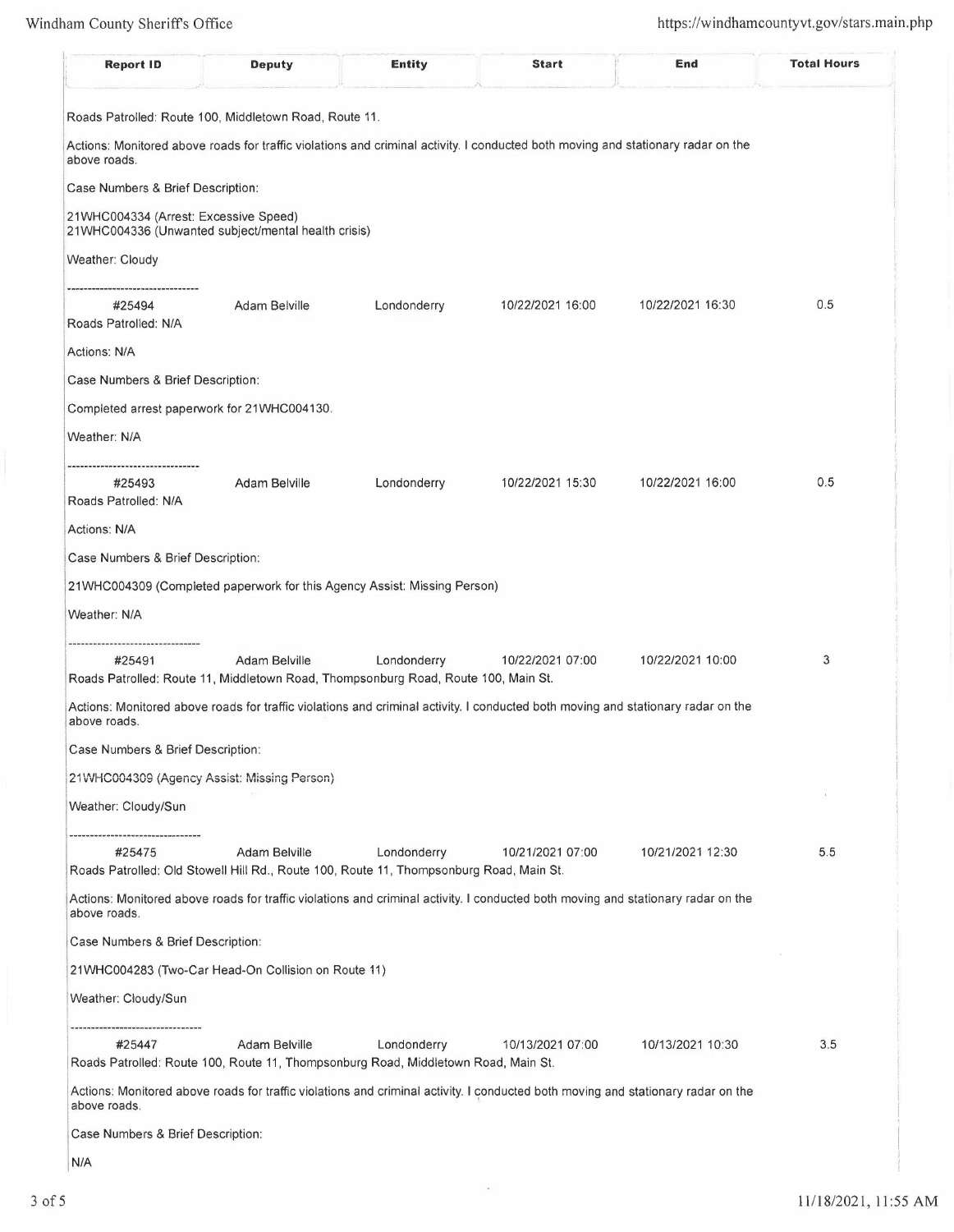| Report ID | Deputy | Entity | Start | End | Total Hours |
|---|---|---|---|---|---|

Roads Patrolled: Route 100, Middletown Road, Route 11.

Actions: Monitored above roads for traffic violations and criminal activity. I conducted both moving and stationary radar on the above roads.

Case Numbers & Brief Description:

21WHC004334 (Arrest: Excessive Speed)
21WHC004336 (Unwanted subject/mental health crisis)

Weather: Cloudy

--------------------------------

| #25494 | Adam Belville | Londonderry | 10/22/2021 16:00 | 10/22/2021 16:30 | 0.5 |
|---|---|---|---|---|---|

Roads Patrolled: N/A

Actions: N/A

Case Numbers & Brief Description:

Completed arrest paperwork for 21WHC004130.

Weather: N/A

--------------------------------

| #25493 | Adam Belville | Londonderry | 10/22/2021 15:30 | 10/22/2021 16:00 | 0.5 |
|---|---|---|---|---|---|

Roads Patrolled: N/A

Actions: N/A

Case Numbers & Brief Description:

21WHC004309 (Completed paperwork for this Agency Assist: Missing Person)

Weather: N/A

--------------------------------

| #25491 | Adam Belville | Londonderry | 10/22/2021 07:00 | 10/22/2021 10:00 | 3 |
|---|---|---|---|---|---|

Roads Patrolled: Route 11, Middletown Road, Thompsonburg Road, Route 100, Main St.

Actions: Monitored above roads for traffic violations and criminal activity. I conducted both moving and stationary radar on the above roads.

Case Numbers & Brief Description:

21WHC004309 (Agency Assist: Missing Person)

Weather: Cloudy/Sun

--------------------------------

| #25475 | Adam Belville | Londonderry | 10/21/2021 07:00 | 10/21/2021 12:30 | 5.5 |
|---|---|---|---|---|---|

Roads Patrolled: Old Stowell Hill Rd., Route 100, Route 11, Thompsonburg Road, Main St.

Actions: Monitored above roads for traffic violations and criminal activity. I conducted both moving and stationary radar on the above roads.

Case Numbers & Brief Description:

21WHC004283 (Two-Car Head-On Collision on Route 11)

Weather: Cloudy/Sun

--------------------------------

| #25447 | Adam Belville | Londonderry | 10/13/2021 07:00 | 10/13/2021 10:30 | 3.5 |
|---|---|---|---|---|---|

Roads Patrolled: Route 100, Route 11, Thompsonburg Road, Middletown Road, Main St.

Actions: Monitored above roads for traffic violations and criminal activity. I conducted both moving and stationary radar on the above roads.

Case Numbers & Brief Description:

N/A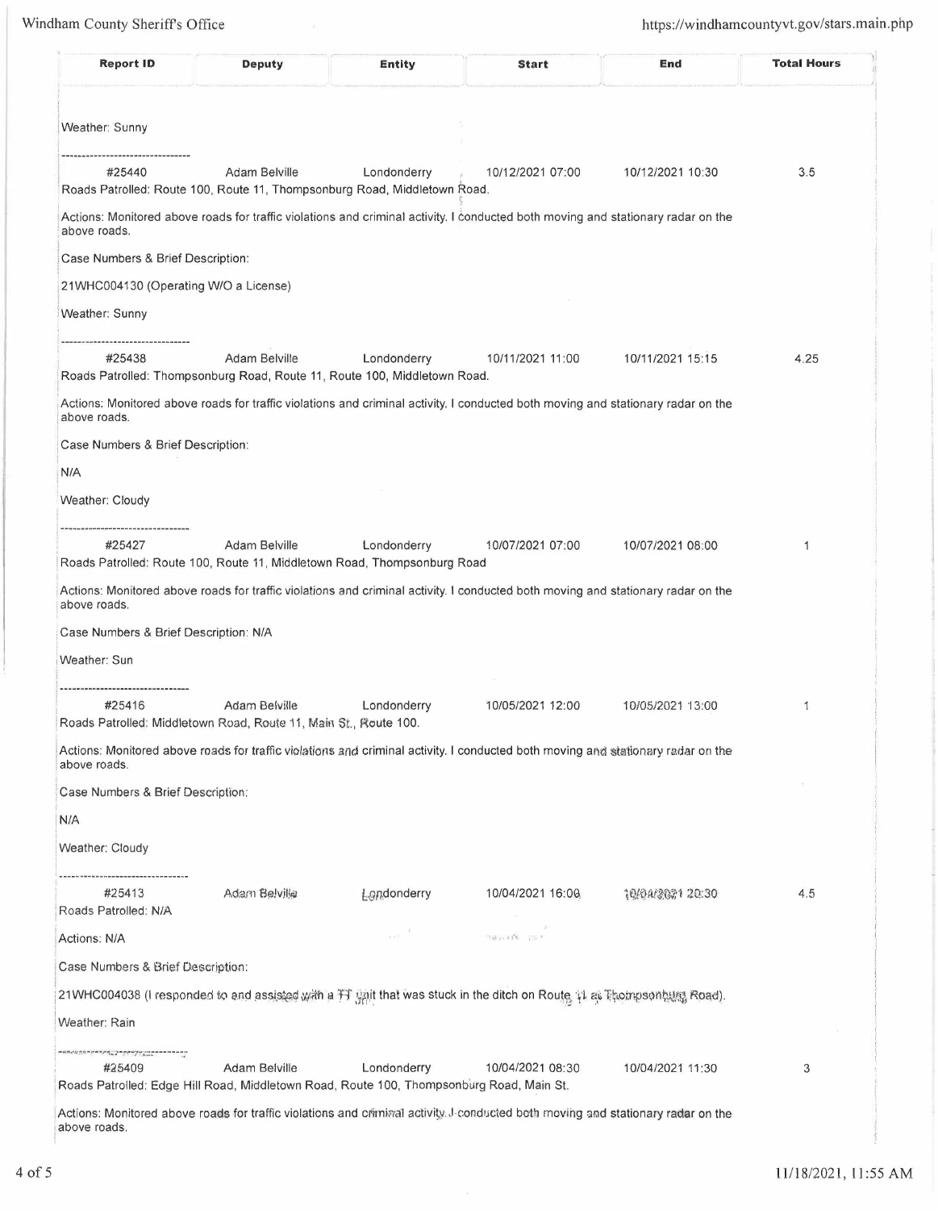| Report ID | Deputy | Entity | Start | End | Total Hours |
|---|---|---|---|---|---|

Weather: Sunny

---------------------------------

| #25440 | Adam Belville | Londonderry | 10/12/2021 07:00 | 10/12/2021 10:30 | 3.5 |
|---|---|---|---|---|---|

Roads Patrolled: Route 100, Route 11, Thompsonburg Road, Middletown Road.

Actions: Monitored above roads for traffic violations and criminal activity. I conducted both moving and stationary radar on the above roads.

Case Numbers & Brief Description:

21WHC004130 (Operating W/O a License)

Weather: Sunny

---------------------------------

| #25438 | Adam Belville | Londonderry | 10/11/2021 11:00 | 10/11/2021 15:15 | 4.25 |
|---|---|---|---|---|---|

Roads Patrolled: Thompsonburg Road, Route 11, Route 100, Middletown Road.

Actions: Monitored above roads for traffic violations and criminal activity. I conducted both moving and stationary radar on the above roads.

Case Numbers & Brief Description:

N/A

Weather: Cloudy

---------------------------------

| #25427 | Adam Belville | Londonderry | 10/07/2021 07:00 | 10/07/2021 08:00 | 1 |
|---|---|---|---|---|---|

Roads Patrolled: Route 100, Route 11, Middletown Road, Thompsonburg Road

Actions: Monitored above roads for traffic violations and criminal activity. I conducted both moving and stationary radar on the above roads.

Case Numbers & Brief Description: N/A

Weather: Sun

---------------------------------

| #25416 | Adam Belville | Londonderry | 10/05/2021 12:00 | 10/05/2021 13:00 | 1 |
|---|---|---|---|---|---|

Roads Patrolled: Middletown Road, Route 11, Main St., Route 100.

Actions: Monitored above roads for traffic violations and criminal activity. I conducted both moving and stationary radar on the above roads.

Case Numbers & Brief Description:

N/A

Weather: Cloudy

---------------------------------

| #25413 | Adam Belville | Londonderry | 10/04/2021 16:00 | 10/04/2021 20:30 | 4.5 |
|---|---|---|---|---|---|

Roads Patrolled: N/A

Actions: N/A

Case Numbers & Brief Description:

21WHC004038 (I responded to and assisted with a TT unit that was stuck in the ditch on Route 11 at Thompsonburg Road).

Weather: Rain

---------------------------------

| #25409 | Adam Belville | Londonderry | 10/04/2021 08:30 | 10/04/2021 11:30 | 3 |
|---|---|---|---|---|---|

Roads Patrolled: Edge Hill Road, Middletown Road, Route 100, Thompsonburg Road, Main St.

Actions: Monitored above roads for traffic violations and criminal activity. I conducted both moving and stationary radar on the above roads.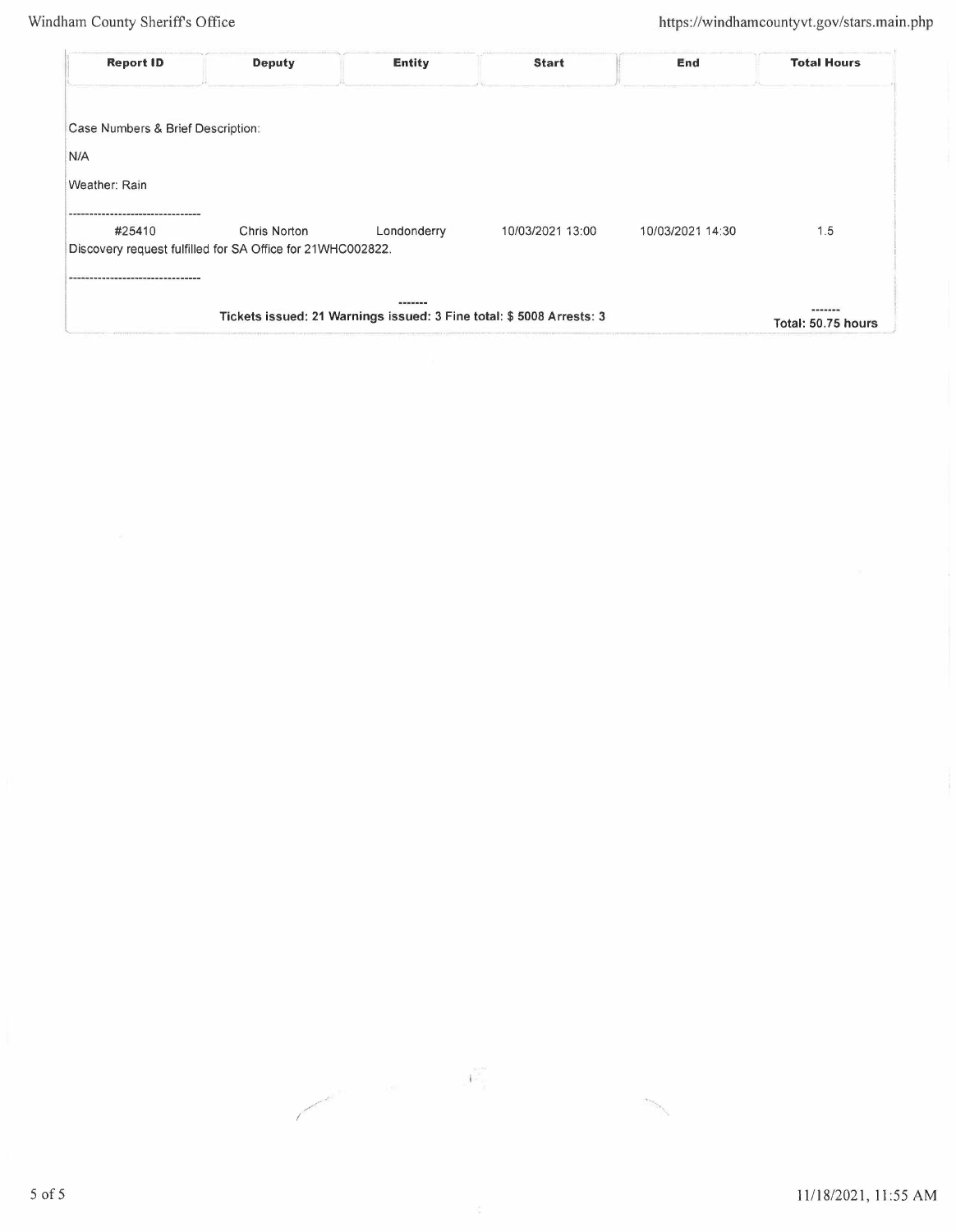| Report ID | Deputy | Entity | Start | End | Total Hours |
| --- | --- | --- | --- | --- | --- |

Case Numbers & Brief Description:

N/A

Weather: Rain

--------------------------------

| | | | | | |
| --- | --- | --- | --- | --- | --- |
| #25410 | Chris Norton | Londonderry | 10/03/2021 13:00 | 10/03/2021 14:30 | 1.5 |

Discovery request fulfilled for SA Office for 21WHC002822.

--------------------------------

-------

**Tickets issued: 21 Warnings issued: 3 Fine total: $ 5008 Arrests: 3**

-------

**Total: 50.75 hours**